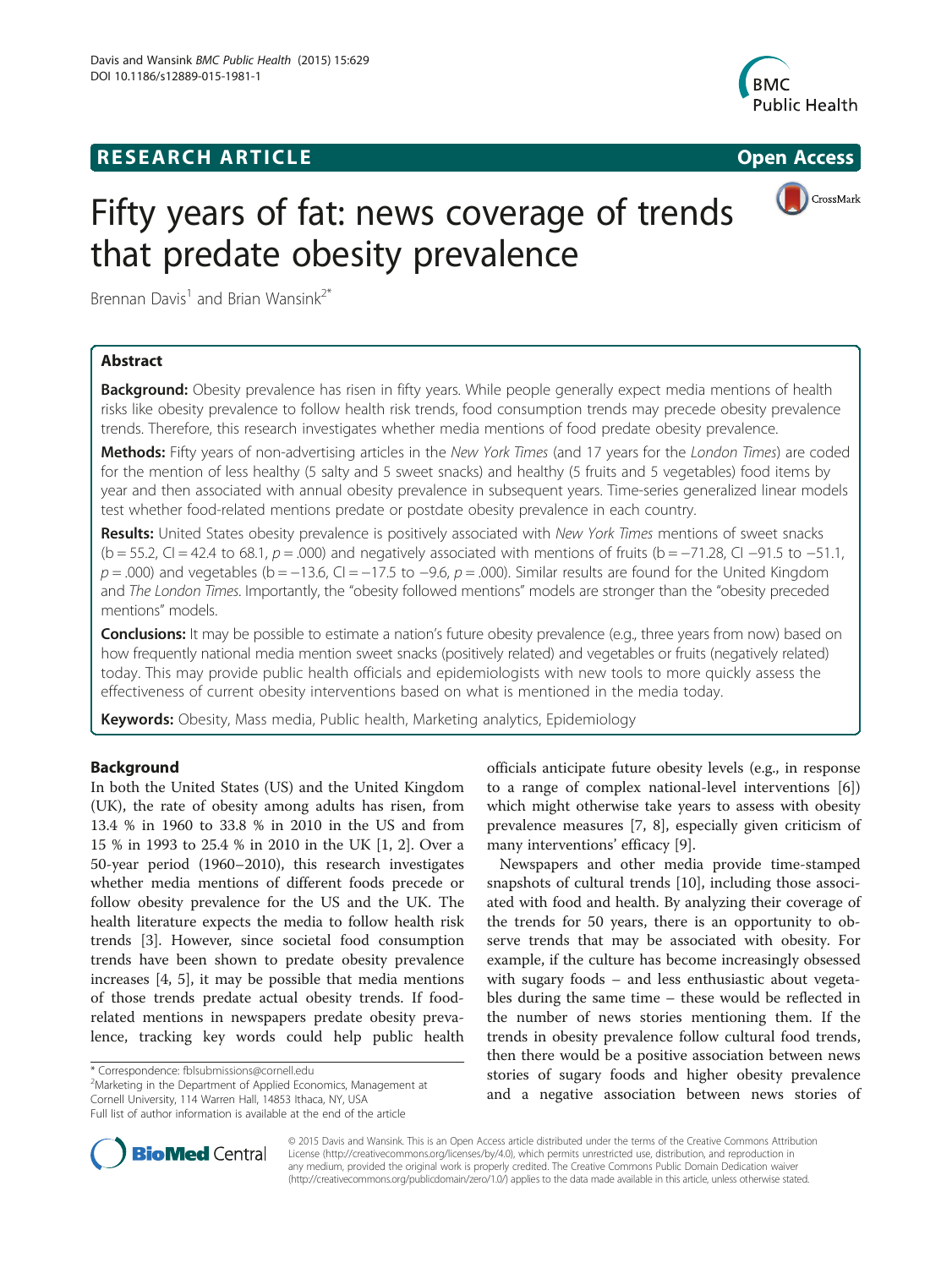**RESEARCH ARTICLE** **Open Access**

# Fifty years of fat: news coverage of trends that predate obesity prevalence

Brennan Davis[1] and Brian Wansink[2*]

## Abstract

**Background:** Obesity prevalence has risen in fifty years. While people generally expect media mentions of health risks like obesity prevalence to follow health risk trends, food consumption trends may precede obesity prevalence trends. Therefore, this research investigates whether media mentions of food predate obesity prevalence.

**Methods:** Fifty years of non-advertising articles in the *New York Times* (and 17 years for the *London Times*) are coded for the mention of less healthy (5 salty and 5 sweet snacks) and healthy (5 fruits and 5 vegetables) food items by year and then associated with annual obesity prevalence in subsequent years. Time-series generalized linear models test whether food-related mentions predate or postdate obesity prevalence in each country.

**Results:** United States obesity prevalence is positively associated with *New York Times* mentions of sweet snacks (b = 55.2, CI = 42.4 to 68.1, $p = .000$) and negatively associated with mentions of fruits (b = −71.28, CI −91.5 to −51.1, $p = .000$) and vegetables (b = −13.6, CI = −17.5 to −9.6, $p = .000$). Similar results are found for the United Kingdom and *The London Times*. Importantly, the "obesity followed mentions" models are stronger than the "obesity preceded mentions" models.

**Conclusions:** It may be possible to estimate a nation's future obesity prevalence (e.g., three years from now) based on how frequently national media mention sweet snacks (positively related) and vegetables or fruits (negatively related) today. This may provide public health officials and epidemiologists with new tools to more quickly assess the effectiveness of current obesity interventions based on what is mentioned in the media today.

**Keywords:** Obesity, Mass media, Public health, Marketing analytics, Epidemiology

## Background

In both the United States (US) and the United Kingdom (UK), the rate of obesity among adults has risen, from 13.4 % in 1960 to 33.8 % in 2010 in the US and from 15 % in 1993 to 25.4 % in 2010 in the UK [1, 2]. Over a 50-year period (1960–2010), this research investigates whether media mentions of different foods precede or follow obesity prevalence for the US and the UK. The health literature expects the media to follow health risk trends [3]. However, since societal food consumption trends have been shown to predate obesity prevalence increases [4, 5], it may be possible that media mentions of those trends predate actual obesity trends. If food-related mentions in newspapers predate obesity prevalence, tracking key words could help public health officials anticipate future obesity levels (e.g., in response to a range of complex national-level interventions [6]) which might otherwise take years to assess with obesity prevalence measures [7, 8], especially given criticism of many interventions' efficacy [9].

Newspapers and other media provide time-stamped snapshots of cultural trends [10], including those associated with food and health. By analyzing their coverage of the trends for 50 years, there is an opportunity to observe trends that may be associated with obesity. For example, if the culture has become increasingly obsessed with sugary foods – and less enthusiastic about vegetables during the same time – these would be reflected in the number of news stories mentioning them. If the trends in obesity prevalence follow cultural food trends, then there would be a positive association between news stories of sugary foods and higher obesity prevalence and a negative association between news stories of

\* Correspondence: fblsubmissions@cornell.edu
[2]Marketing in the Department of Applied Economics, Management at Cornell University, 114 Warren Hall, 14853 Ithaca, NY, USA
Full list of author information is available at the end of the article

© 2015 Davis and Wansink. This is an Open Access article distributed under the terms of the Creative Commons Attribution License (http://creativecommons.org/licenses/by/4.0), which permits unrestricted use, distribution, and reproduction in any medium, provided the original work is properly credited. The Creative Commons Public Domain Dedication waiver (http://creativecommons.org/publicdomain/zero/1.0/) applies to the data made available in this article, unless otherwise stated.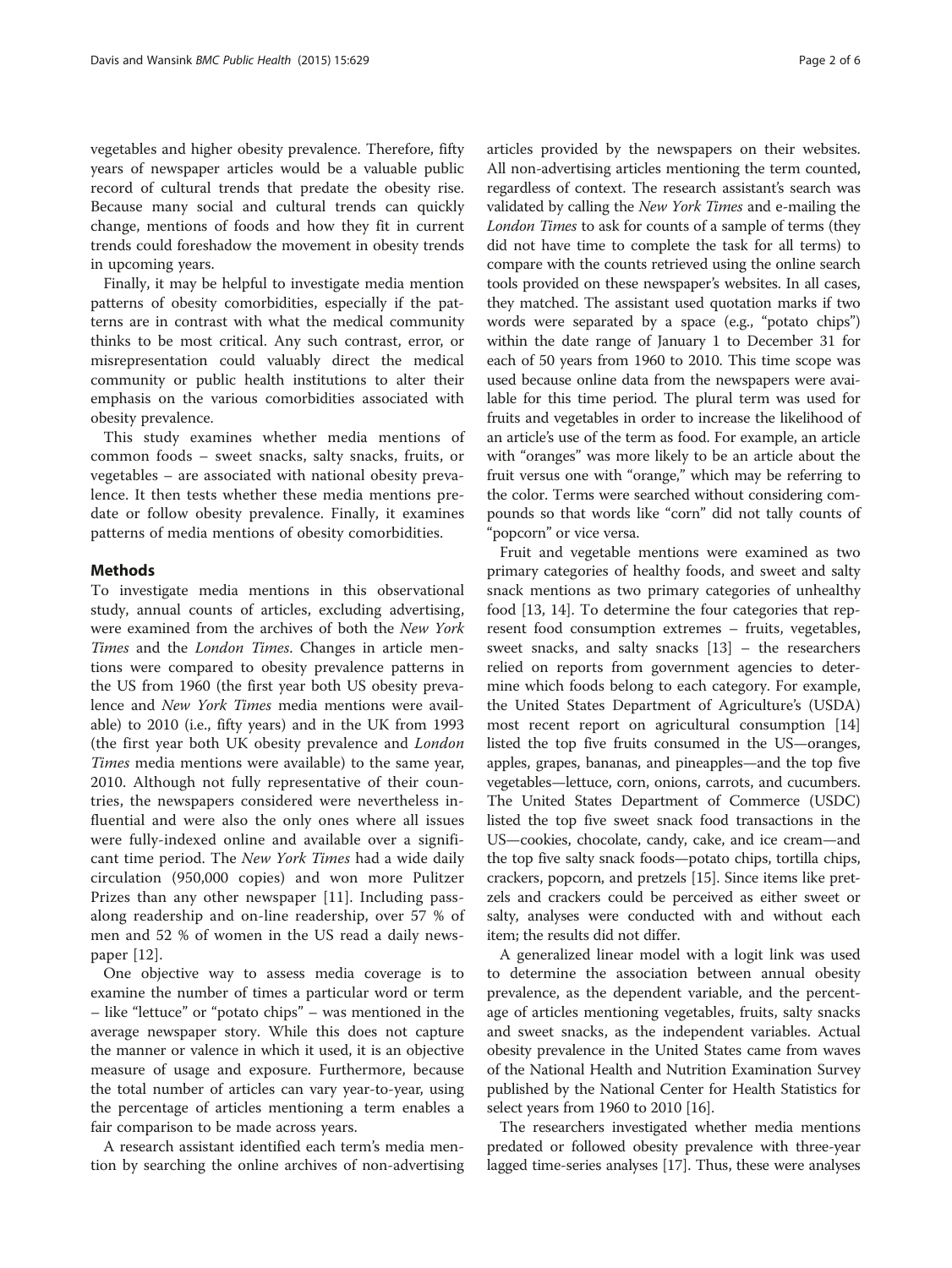vegetables and higher obesity prevalence. Therefore, fifty years of newspaper articles would be a valuable public record of cultural trends that predate the obesity rise. Because many social and cultural trends can quickly change, mentions of foods and how they fit in current trends could foreshadow the movement in obesity trends in upcoming years.

Finally, it may be helpful to investigate media mention patterns of obesity comorbidities, especially if the patterns are in contrast with what the medical community thinks to be most critical. Any such contrast, error, or misrepresentation could valuably direct the medical community or public health institutions to alter their emphasis on the various comorbidities associated with obesity prevalence.

This study examines whether media mentions of common foods – sweet snacks, salty snacks, fruits, or vegetables – are associated with national obesity prevalence. It then tests whether these media mentions predate or follow obesity prevalence. Finally, it examines patterns of media mentions of obesity comorbidities.

## Methods

To investigate media mentions in this observational study, annual counts of articles, excluding advertising, were examined from the archives of both the *New York Times* and the *London Times*. Changes in article mentions were compared to obesity prevalence patterns in the US from 1960 (the first year both US obesity prevalence and *New York Times* media mentions were available) to 2010 (i.e., fifty years) and in the UK from 1993 (the first year both UK obesity prevalence and *London Times* media mentions were available) to the same year, 2010. Although not fully representative of their countries, the newspapers considered were nevertheless influential and were also the only ones where all issues were fully-indexed online and available over a significant time period. The *New York Times* had a wide daily circulation (950,000 copies) and won more Pulitzer Prizes than any other newspaper [11]. Including pass-along readership and on-line readership, over 57 % of men and 52 % of women in the US read a daily newspaper [12].

One objective way to assess media coverage is to examine the number of times a particular word or term – like "lettuce" or "potato chips" – was mentioned in the average newspaper story. While this does not capture the manner or valence in which it used, it is an objective measure of usage and exposure. Furthermore, because the total number of articles can vary year-to-year, using the percentage of articles mentioning a term enables a fair comparison to be made across years.

A research assistant identified each term's media mention by searching the online archives of non-advertising articles provided by the newspapers on their websites. All non-advertising articles mentioning the term counted, regardless of context. The research assistant's search was validated by calling the *New York Times* and e-mailing the *London Times* to ask for counts of a sample of terms (they did not have time to complete the task for all terms) to compare with the counts retrieved using the online search tools provided on these newspaper's websites. In all cases, they matched. The assistant used quotation marks if two words were separated by a space (e.g., "potato chips") within the date range of January 1 to December 31 for each of 50 years from 1960 to 2010. This time scope was used because online data from the newspapers were available for this time period. The plural term was used for fruits and vegetables in order to increase the likelihood of an article's use of the term as food. For example, an article with "oranges" was more likely to be an article about the fruit versus one with "orange," which may be referring to the color. Terms were searched without considering compounds so that words like "corn" did not tally counts of "popcorn" or vice versa.

Fruit and vegetable mentions were examined as two primary categories of healthy foods, and sweet and salty snack mentions as two primary categories of unhealthy food [13, 14]. To determine the four categories that represent food consumption extremes – fruits, vegetables, sweet snacks, and salty snacks [13] – the researchers relied on reports from government agencies to determine which foods belong to each category. For example, the United States Department of Agriculture's (USDA) most recent report on agricultural consumption [14] listed the top five fruits consumed in the US—oranges, apples, grapes, bananas, and pineapples—and the top five vegetables—lettuce, corn, onions, carrots, and cucumbers. The United States Department of Commerce (USDC) listed the top five sweet snack food transactions in the US—cookies, chocolate, candy, cake, and ice cream—and the top five salty snack foods—potato chips, tortilla chips, crackers, popcorn, and pretzels [15]. Since items like pretzels and crackers could be perceived as either sweet or salty, analyses were conducted with and without each item; the results did not differ.

A generalized linear model with a logit link was used to determine the association between annual obesity prevalence, as the dependent variable, and the percentage of articles mentioning vegetables, fruits, salty snacks and sweet snacks, as the independent variables. Actual obesity prevalence in the United States came from waves of the National Health and Nutrition Examination Survey published by the National Center for Health Statistics for select years from 1960 to 2010 [16].

The researchers investigated whether media mentions predated or followed obesity prevalence with three-year lagged time-series analyses [17]. Thus, these were analyses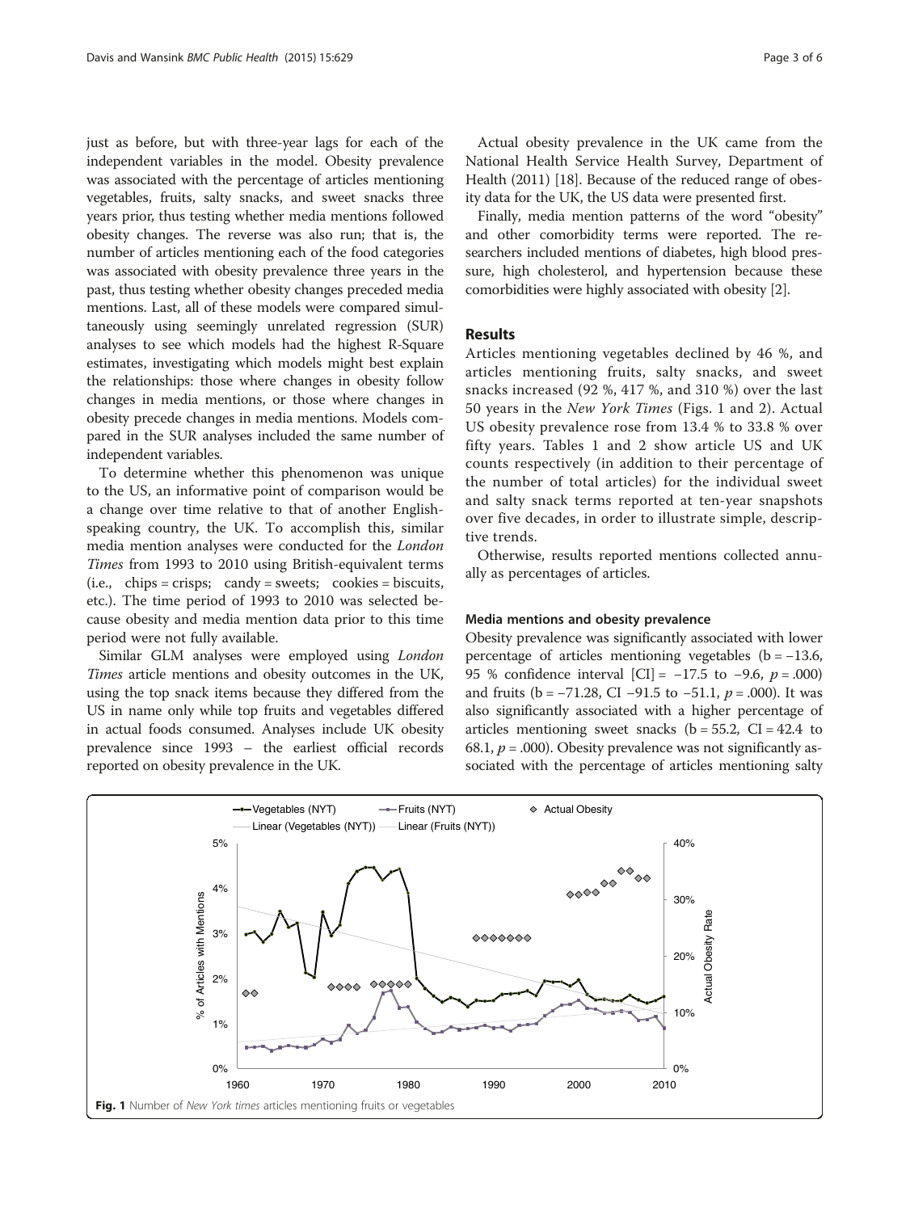just as before, but with three-year lags for each of the independent variables in the model. Obesity prevalence was associated with the percentage of articles mentioning vegetables, fruits, salty snacks, and sweet snacks three years prior, thus testing whether media mentions followed obesity changes. The reverse was also run; that is, the number of articles mentioning each of the food categories was associated with obesity prevalence three years in the past, thus testing whether obesity changes preceded media mentions. Last, all of these models were compared simultaneously using seemingly unrelated regression (SUR) analyses to see which models had the highest R-Square estimates, investigating which models might best explain the relationships: those where changes in obesity follow changes in media mentions, or those where changes in obesity precede changes in media mentions. Models compared in the SUR analyses included the same number of independent variables.

To determine whether this phenomenon was unique to the US, an informative point of comparison would be a change over time relative to that of another English-speaking country, the UK. To accomplish this, similar media mention analyses were conducted for the *London Times* from 1993 to 2010 using British-equivalent terms (i.e., chips = crisps; candy = sweets; cookies = biscuits, etc.). The time period of 1993 to 2010 was selected because obesity and media mention data prior to this time period were not fully available.

Similar GLM analyses were employed using *London Times* article mentions and obesity outcomes in the UK, using the top snack items because they differed from the US in name only while top fruits and vegetables differed in actual foods consumed. Analyses include UK obesity prevalence since 1993 – the earliest official records reported on obesity prevalence in the UK.

Actual obesity prevalence in the UK came from the National Health Service Health Survey, Department of Health (2011) [18]. Because of the reduced range of obesity data for the UK, the US data were presented first.

Finally, media mention patterns of the word "obesity" and other comorbidity terms were reported. The researchers included mentions of diabetes, high blood pressure, high cholesterol, and hypertension because these comorbidities were highly associated with obesity [2].

## Results

Articles mentioning vegetables declined by 46 %, and articles mentioning fruits, salty snacks, and sweet snacks increased (92 %, 417 %, and 310 %) over the last 50 years in the *New York Times* (Figs. 1 and 2). Actual US obesity prevalence rose from 13.4 % to 33.8 % over fifty years. Tables 1 and 2 show article US and UK counts respectively (in addition to their percentage of the number of total articles) for the individual sweet and salty snack terms reported at ten-year snapshots over five decades, in order to illustrate simple, descriptive trends.

Otherwise, results reported mentions collected annually as percentages of articles.

### Media mentions and obesity prevalence

Obesity prevalence was significantly associated with lower percentage of articles mentioning vegetables (b = −13.6, 95 % confidence interval [CI] = −17.5 to −9.6, $p$ = .000) and fruits (b = −71.28, CI −91.5 to −51.1, $p$ = .000). It was also significantly associated with a higher percentage of articles mentioning sweet snacks (b = 55.2, CI = 42.4 to 68.1, $p$ = .000). Obesity prevalence was not significantly associated with the percentage of articles mentioning salty

**Fig. 1** Number of *New York times* articles mentioning fruits or vegetables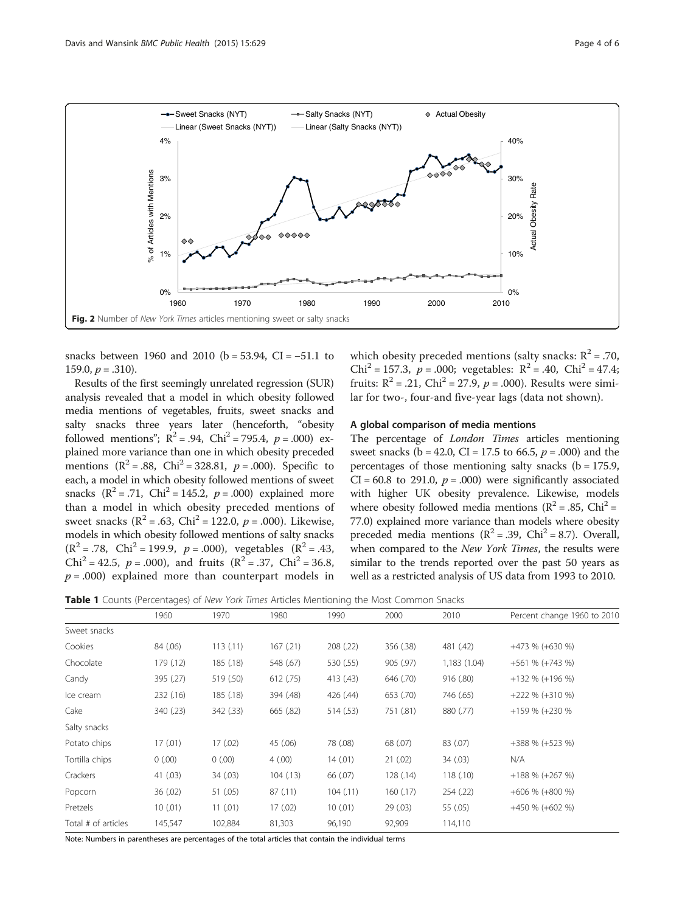Fig. 2 Number of *New York Times* articles mentioning sweet or salty snacks

snacks between 1960 and 2010 (b = 53.94, CI = −51.1 to 159.0, $p = .310$).

Results of the first seemingly unrelated regression (SUR) analysis revealed that a model in which obesity followed media mentions of vegetables, fruits, sweet snacks and salty snacks three years later (henceforth, "obesity followed mentions"; $R^2 = .94$, $Chi^2 = 795.4$, $p = .000$) explained more variance than one in which obesity preceded mentions ($R^2 = .88$, $Chi^2 = 328.81$, $p = .000$). Specific to each, a model in which obesity followed mentions of sweet snacks ($R^2 = .71$, $Chi^2 = 145.2$, $p = .000$) explained more than a model in which obesity preceded mentions of sweet snacks ($R^2 = .63$, $Chi^2 = 122.0$, $p = .000$). Likewise, models in which obesity followed mentions of salty snacks ($R^2 = .78$, $Chi^2 = 199.9$, $p = .000$), vegetables ($R^2 = .43$, $Chi^2 = 42.5$, $p = .000$), and fruits ($R^2 = .37$, $Chi^2 = 36.8$, $p = .000$) explained more than counterpart models in which obesity preceded mentions (salty snacks: $R^2 = .70$, $Chi^2 = 157.3$, $p = .000$; vegetables: $R^2 = .40$, $Chi^2 = 47.4$; fruits: $R^2 = .21$, $Chi^2 = 27.9$, $p = .000$). Results were similar for two-, four-and five-year lags (data not shown).

### A global comparison of media mentions

The percentage of *London Times* articles mentioning sweet snacks (b = 42.0, CI = 17.5 to 66.5, $p = .000$) and the percentages of those mentioning salty snacks (b = 175.9, CI = 60.8 to 291.0, $p = .000$) were significantly associated with higher UK obesity prevalence. Likewise, models where obesity followed media mentions ($R^2 = .85$, $Chi^2 = 77.0$) explained more variance than models where obesity preceded media mentions ($R^2 = .39$, $Chi^2 = 8.7$). Overall, when compared to the *New York Times*, the results were similar to the trends reported over the past 50 years as well as a restricted analysis of US data from 1993 to 2010.

**Table 1** Counts (Percentages) of *New York Times* Articles Mentioning the Most Common Snacks

| | 1960 | 1970 | 1980 | 1990 | 2000 | 2010 | Percent change 1960 to 2010 |
|---|---|---|---|---|---|---|---|
| Sweet snacks | | | | | | | |
| Cookies | 84 (.06) | 113 (.11) | 167 (.21) | 208 (.22) | 356 (.38) | 481 (.42) | +473 % (+630 %) |
| Chocolate | 179 (.12) | 185 (.18) | 548 (.67) | 530 (.55) | 905 (.97) | 1,183 (1.04) | +561 % (+743 %) |
| Candy | 395 (.27) | 519 (.50) | 612 (.75) | 413 (.43) | 646 (.70) | 916 (.80) | +132 % (+196 %) |
| Ice cream | 232 (.16) | 185 (.18) | 394 (.48) | 426 (.44) | 653 (.70) | 746 (.65) | +222 % (+310 %) |
| Cake | 340 (.23) | 342 (.33) | 665 (.82) | 514 (.53) | 751 (.81) | 880 (.77) | +159 % (+230 % |
| Salty snacks | | | | | | | |
| Potato chips | 17 (.01) | 17 (.02) | 45 (.06) | 78 (.08) | 68 (.07) | 83 (.07) | +388 % (+523 %) |
| Tortilla chips | 0 (.00) | 0 (.00) | 4 (.00) | 14 (.01) | 21 (.02) | 34 (.03) | N/A |
| Crackers | 41 (.03) | 34 (.03) | 104 (.13) | 66 (.07) | 128 (.14) | 118 (.10) | +188 % (+267 %) |
| Popcorn | 36 (.02) | 51 (.05) | 87 (.11) | 104 (.11) | 160 (.17) | 254 (.22) | +606 % (+800 %) |
| Pretzels | 10 (.01) | 11 (.01) | 17 (.02) | 10 (.01) | 29 (.03) | 55 (.05) | +450 % (+602 %) |
| Total # of articles | 145,547 | 102,884 | 81,303 | 96,190 | 92,909 | 114,110 | |

Note: Numbers in parentheses are percentages of the total articles that contain the individual terms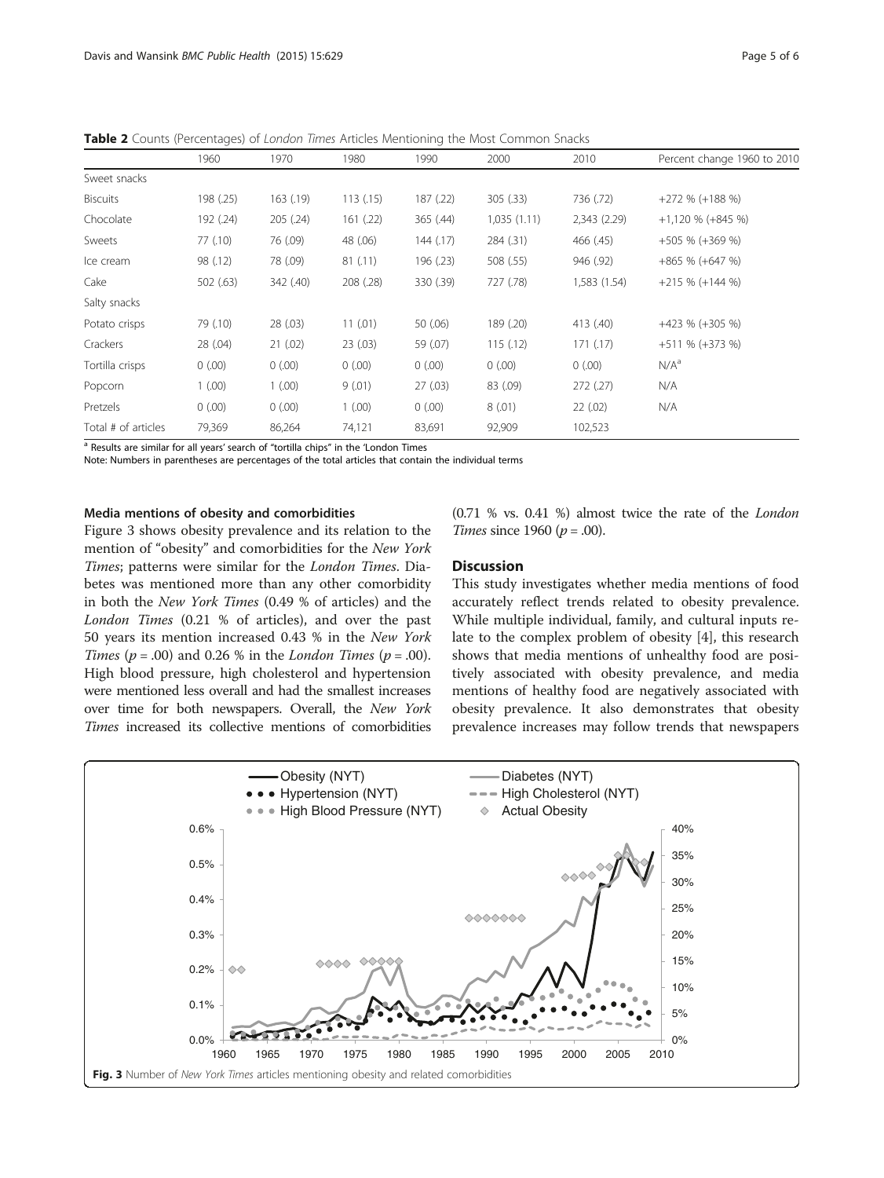**Table 2** Counts (Percentages) of *London Times* Articles Mentioning the Most Common Snacks

| | 1960 | 1970 | 1980 | 1990 | 2000 | 2010 | Percent change 1960 to 2010 |
|---|---|---|---|---|---|---|---|
| Sweet snacks | | | | | | | |
| Biscuits | 198 (.25) | 163 (.19) | 113 (.15) | 187 (.22) | 305 (.33) | 736 (.72) | +272 % (+188 %) |
| Chocolate | 192 (.24) | 205 (.24) | 161 (.22) | 365 (.44) | 1,035 (1.11) | 2,343 (2.29) | +1,120 % (+845 %) |
| Sweets | 77 (.10) | 76 (.09) | 48 (.06) | 144 (.17) | 284 (.31) | 466 (.45) | +505 % (+369 %) |
| Ice cream | 98 (.12) | 78 (.09) | 81 (.11) | 196 (.23) | 508 (.55) | 946 (.92) | +865 % (+647 %) |
| Cake | 502 (.63) | 342 (.40) | 208 (.28) | 330 (.39) | 727 (.78) | 1,583 (1.54) | +215 % (+144 %) |
| Salty snacks | | | | | | | |
| Potato crisps | 79 (.10) | 28 (.03) | 11 (.01) | 50 (.06) | 189 (.20) | 413 (.40) | +423 % (+305 %) |
| Crackers | 28 (.04) | 21 (.02) | 23 (.03) | 59 (.07) | 115 (.12) | 171 (.17) | +511 % (+373 %) |
| Tortilla crisps | 0 (.00) | 0 (.00) | 0 (.00) | 0 (.00) | 0 (.00) | 0 (.00) | N/A[a] |
| Popcorn | 1 (.00) | 1 (.00) | 9 (.01) | 27 (.03) | 83 (.09) | 272 (.27) | N/A |
| Pretzels | 0 (.00) | 0 (.00) | 1 (.00) | 0 (.00) | 8 (.01) | 22 (.02) | N/A |
| Total # of articles | 79,369 | 86,264 | 74,121 | 83,691 | 92,909 | 102,523 | |

[a] Results are similar for all years' search of "tortilla chips" in the 'London Times

Note: Numbers in parentheses are percentages of the total articles that contain the individual terms

#### Media mentions of obesity and comorbidities

Figure 3 shows obesity prevalence and its relation to the mention of "obesity" and comorbidities for the *New York Times*; patterns were similar for the *London Times*. Diabetes was mentioned more than any other comorbidity in both the *New York Times* (0.49 % of articles) and the *London Times* (0.21 % of articles), and over the past 50 years its mention increased 0.43 % in the *New York Times* ($p = .00$) and 0.26 % in the *London Times* ($p = .00$). High blood pressure, high cholesterol and hypertension were mentioned less overall and had the smallest increases over time for both newspapers. Overall, the *New York Times* increased its collective mentions of comorbidities (0.71 % vs. 0.41 %) almost twice the rate of the *London Times* since 1960 ($p = .00$).

### Discussion

This study investigates whether media mentions of food accurately reflect trends related to obesity prevalence. While multiple individual, family, and cultural inputs relate to the complex problem of obesity [4], this research shows that media mentions of unhealthy food are positively associated with obesity prevalence, and media mentions of healthy food are negatively associated with obesity prevalence. It also demonstrates that obesity prevalence increases may follow trends that newspapers

**Fig. 3** Number of *New York Times* articles mentioning obesity and related comorbidities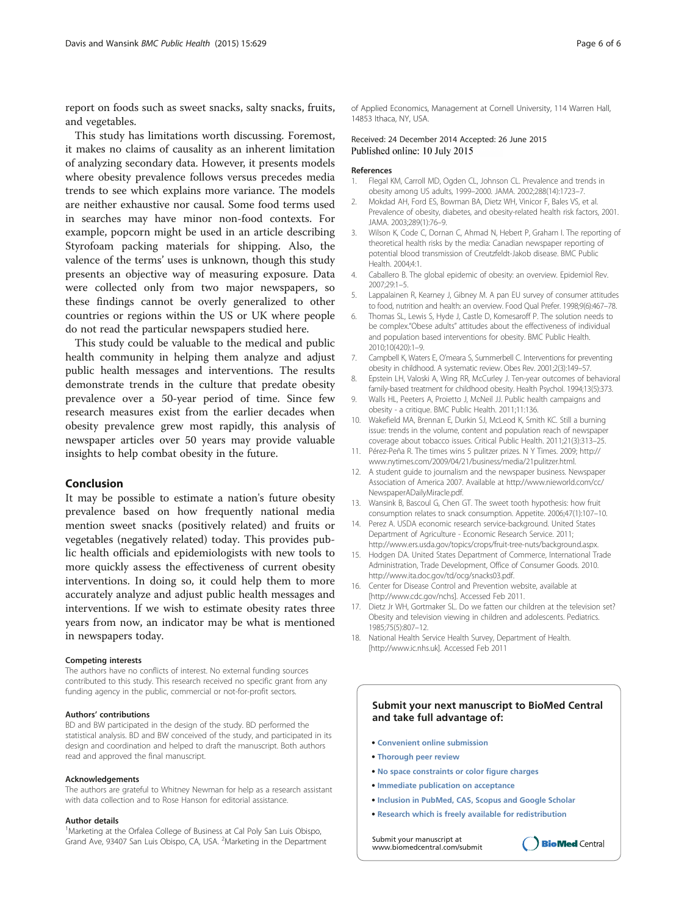report on foods such as sweet snacks, salty snacks, fruits, and vegetables.

This study has limitations worth discussing. Foremost, it makes no claims of causality as an inherent limitation of analyzing secondary data. However, it presents models where obesity prevalence follows versus precedes media trends to see which explains more variance. The models are neither exhaustive nor causal. Some food terms used in searches may have minor non-food contexts. For example, popcorn might be used in an article describing Styrofoam packing materials for shipping. Also, the valence of the terms' uses is unknown, though this study presents an objective way of measuring exposure. Data were collected only from two major newspapers, so these findings cannot be overly generalized to other countries or regions within the US or UK where people do not read the particular newspapers studied here.

This study could be valuable to the medical and public health community in helping them analyze and adjust public health messages and interventions. The results demonstrate trends in the culture that predate obesity prevalence over a 50-year period of time. Since few research measures exist from the earlier decades when obesity prevalence grew most rapidly, this analysis of newspaper articles over 50 years may provide valuable insights to help combat obesity in the future.

## Conclusion

It may be possible to estimate a nation's future obesity prevalence based on how frequently national media mention sweet snacks (positively related) and fruits or vegetables (negatively related) today. This provides public health officials and epidemiologists with new tools to more quickly assess the effectiveness of current obesity interventions. In doing so, it could help them to more accurately analyze and adjust public health messages and interventions. If we wish to estimate obesity rates three years from now, an indicator may be what is mentioned in newspapers today.

#### Competing interests

The authors have no conflicts of interest. No external funding sources contributed to this study. This research received no specific grant from any funding agency in the public, commercial or not-for-profit sectors.

#### Authors' contributions

BD and BW participated in the design of the study. BD performed the statistical analysis. BD and BW conceived of the study, and participated in its design and coordination and helped to draft the manuscript. Both authors read and approved the final manuscript.

#### Acknowledgements

The authors are grateful to Whitney Newman for help as a research assistant with data collection and to Rose Hanson for editorial assistance.

#### Author details

[1]Marketing at the Orfalea College of Business at Cal Poly San Luis Obispo, Grand Ave, 93407 San Luis Obispo, CA, USA. [2]Marketing in the Department of Applied Economics, Management at Cornell University, 114 Warren Hall, 14853 Ithaca, NY, USA.

Received: 24 December 2014 Accepted: 26 June 2015
Published online: 10 July 2015

#### References

1. Flegal KM, Carroll MD, Ogden CL, Johnson CL. Prevalence and trends in obesity among US adults, 1999–2000. JAMA. 2002;288(14):1723–7.
2. Mokdad AH, Ford ES, Bowman BA, Dietz WH, Vinicor F, Bales VS, et al. Prevalence of obesity, diabetes, and obesity-related health risk factors, 2001. JAMA. 2003;289(1):76–9.
3. Wilson K, Code C, Dornan C, Ahmad N, Hebert P, Graham I. The reporting of theoretical health risks by the media: Canadian newspaper reporting of potential blood transmission of Creutzfeldt-Jakob disease. BMC Public Health. 2004;4:1.
4. Caballero B. The global epidemic of obesity: an overview. Epidemiol Rev. 2007;29:1–5.
5. Lappalainen R, Kearney J, Gibney M. A pan EU survey of consumer attitudes to food, nutrition and health: an overview. Food Qual Prefer. 1998;9(6):467–78.
6. Thomas SL, Lewis S, Hyde J, Castle D, Komesaroff P. The solution needs to be complex."Obese adults" attitudes about the effectiveness of individual and population based interventions for obesity. BMC Public Health. 2010;10(420):1–9.
7. Campbell K, Waters E, O'meara S, Summerbell C. Interventions for preventing obesity in childhood. A systematic review. Obes Rev. 2001;2(3):149–57.
8. Epstein LH, Valoski A, Wing RR, McCurley J. Ten-year outcomes of behavioral family-based treatment for childhood obesity. Health Psychol. 1994;13(5):373.
9. Walls HL, Peeters A, Proietto J, McNeil JJ. Public health campaigns and obesity - a critique. BMC Public Health. 2011;11:136.
10. Wakefield MA, Brennan E, Durkin SJ, McLeod K, Smith KC. Still a burning issue: trends in the volume, content and population reach of newspaper coverage about tobacco issues. Critical Public Health. 2011;21(3):313–25.
11. Pérez-Peña R. The times wins 5 pulitzer prizes. N Y Times. 2009; http://www.nytimes.com/2009/04/21/business/media/21pulitzer.html.
12. A student guide to journalism and the newspaper business. Newspaper Association of America 2007. Available at http://www.nieworld.com/cc/NewspaperADailyMiracle.pdf.
13. Wansink B, Bascoul G, Chen GT. The sweet tooth hypothesis: how fruit consumption relates to snack consumption. Appetite. 2006;47(1):107–10.
14. Perez A. USDA economic research service-background. United States Department of Agriculture - Economic Research Service. 2011; http://www.ers.usda.gov/topics/crops/fruit-tree-nuts/background.aspx.
15. Hodgen DA. United States Department of Commerce, International Trade Administration, Trade Development, Office of Consumer Goods. 2010. http://www.ita.doc.gov/td/ocg/snacks03.pdf.
16. Center for Disease Control and Prevention website, available at [http://www.cdc.gov/nchs]. Accessed Feb 2011.
17. Dietz Jr WH, Gortmaker SL. Do we fatten our children at the television set? Obesity and television viewing in children and adolescents. Pediatrics. 1985;75(5):807–12.
18. National Health Service Health Survey, Department of Health. [http://www.ic.nhs.uk]. Accessed Feb 2011

**Submit your next manuscript to BioMed Central and take full advantage of:**

- Convenient online submission
- Thorough peer review
- No space constraints or color figure charges
- Immediate publication on acceptance
- Inclusion in PubMed, CAS, Scopus and Google Scholar
- Research which is freely available for redistribution

Submit your manuscript at
www.biomedcentral.com/submit

BioMed Central